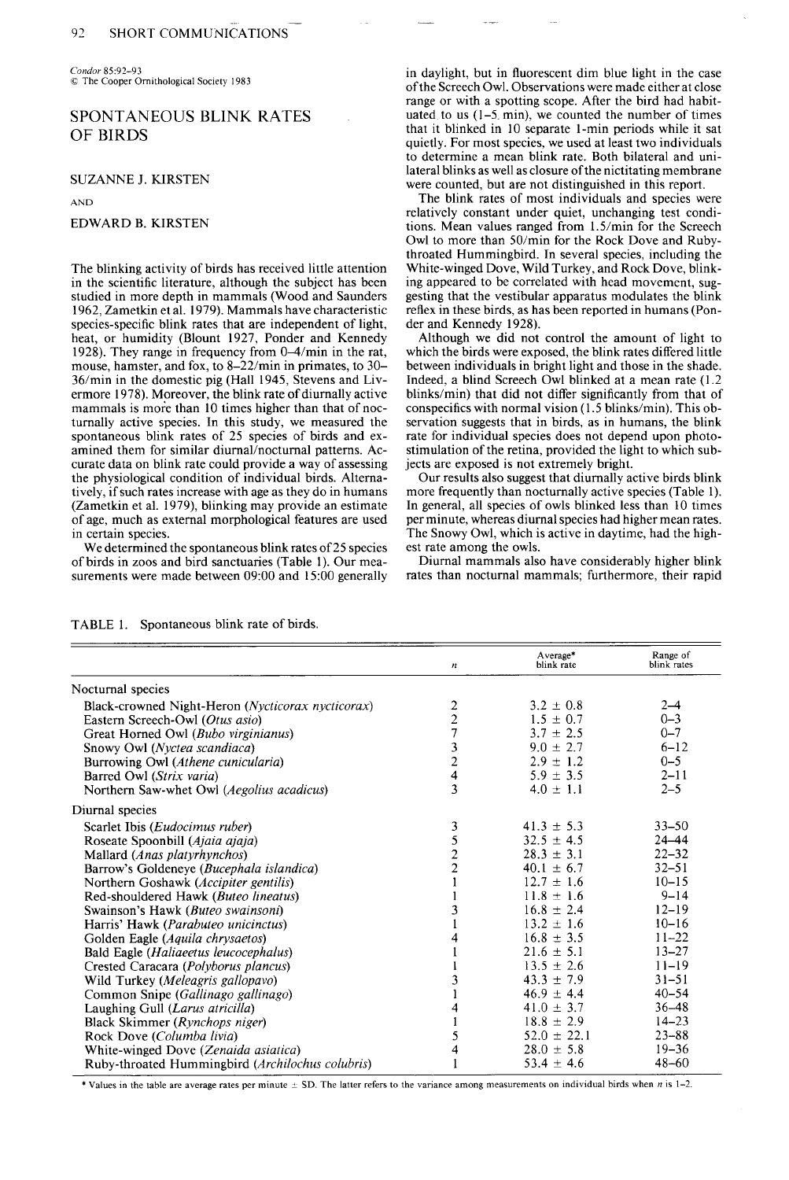Condor 85:92–93
© The Cooper Ornithological Society 1983

# SPONTANEOUS BLINK RATES OF BIRDS

SUZANNE J. KIRSTEN

AND

EDWARD B. KIRSTEN

The blinking activity of birds has received little attention in the scientific literature, although the subject has been studied in more depth in mammals (Wood and Saunders 1962, Zametkin et al. 1979). Mammals have characteristic species-specific blink rates that are independent of light, heat, or humidity (Blount 1927, Ponder and Kennedy 1928). They range in frequency from 0–4/min in the rat, mouse, hamster, and fox, to 8–22/min in primates, to 30–36/min in the domestic pig (Hall 1945, Stevens and Livermore 1978). Moreover, the blink rate of diurnally active mammals is more than 10 times higher than that of nocturnally active species. In this study, we measured the spontaneous blink rates of 25 species of birds and examined them for similar diurnal/nocturnal patterns. Accurate data on blink rate could provide a way of assessing the physiological condition of individual birds. Alternatively, if such rates increase with age as they do in humans (Zametkin et al. 1979), blinking may provide an estimate of age, much as external morphological features are used in certain species.

We determined the spontaneous blink rates of 25 species of birds in zoos and bird sanctuaries (Table 1). Our measurements were made between 09:00 and 15:00 generally in daylight, but in fluorescent dim blue light in the case of the Screech Owl. Observations were made either at close range or with a spotting scope. After the bird had habituated to us (1–5 min), we counted the number of times that it blinked in 10 separate 1-min periods while it sat quietly. For most species, we used at least two individuals to determine a mean blink rate. Both bilateral and unilateral blinks as well as closure of the nictitating membrane were counted, but are not distinguished in this report.

The blink rates of most individuals and species were relatively constant under quiet, unchanging test conditions. Mean values ranged from 1.5/min for the Screech Owl to more than 50/min for the Rock Dove and Ruby-throated Hummingbird. In several species, including the White-winged Dove, Wild Turkey, and Rock Dove, blinking appeared to be correlated with head movement, suggesting that the vestibular apparatus modulates the blink reflex in these birds, as has been reported in humans (Ponder and Kennedy 1928).

Although we did not control the amount of light to which the birds were exposed, the blink rates differed little between individuals in bright light and those in the shade. Indeed, a blind Screech Owl blinked at a mean rate (1.2 blinks/min) that did not differ significantly from that of conspecifics with normal vision (1.5 blinks/min). This observation suggests that in birds, as in humans, the blink rate for individual species does not depend upon photostimulation of the retina, provided the light to which subjects are exposed is not extremely bright.

Our results also suggest that diurnally active birds blink more frequently than nocturnally active species (Table 1). In general, all species of owls blinked less than 10 times per minute, whereas diurnal species had higher mean rates. The Snowy Owl, which is active in daytime, had the highest rate among the owls.

Diurnal mammals also have considerably higher blink rates than nocturnal mammals; furthermore, their rapid

TABLE 1. Spontaneous blink rate of birds.

| | $n$ | Average* blink rate | Range of blink rates |
|---|---|---|---|
| **Nocturnal species** | | | |
| Black-crowned Night-Heron (*Nycticorax nycticorax*) | 2 | $3.2 \pm 0.8$ | 2–4 |
| Eastern Screech-Owl (*Otus asio*) | 2 | $1.5 \pm 0.7$ | 0–3 |
| Great Horned Owl (*Bubo virginianus*) | 7 | $3.7 \pm 2.5$ | 0–7 |
| Snowy Owl (*Nyctea scandiaca*) | 3 | $9.0 \pm 2.7$ | 6–12 |
| Burrowing Owl (*Athene cunicularia*) | 2 | $2.9 \pm 1.2$ | 0–5 |
| Barred Owl (*Strix varia*) | 4 | $5.9 \pm 3.5$ | 2–11 |
| Northern Saw-whet Owl (*Aegolius acadicus*) | 3 | $4.0 \pm 1.1$ | 2–5 |
| **Diurnal species** | | | |
| Scarlet Ibis (*Eudocimus ruber*) | 3 | $41.3 \pm 5.3$ | 33–50 |
| Roseate Spoonbill (*Ajaia ajaja*) | 5 | $32.5 \pm 4.5$ | 24–44 |
| Mallard (*Anas platyrhynchos*) | 2 | $28.3 \pm 3.1$ | 22–32 |
| Barrow's Goldeneye (*Bucephala islandica*) | 2 | $40.1 \pm 6.7$ | 32–51 |
| Northern Goshawk (*Accipiter gentilis*) | 1 | $12.7 \pm 1.6$ | 10–15 |
| Red-shouldered Hawk (*Buteo lineatus*) | 1 | $11.8 \pm 1.6$ | 9–14 |
| Swainson's Hawk (*Buteo swainsoni*) | 3 | $16.8 \pm 2.4$ | 12–19 |
| Harris' Hawk (*Parabuteo unicinctus*) | 1 | $13.2 \pm 1.6$ | 10–16 |
| Golden Eagle (*Aquila chrysaetos*) | 4 | $16.8 \pm 3.5$ | 11–22 |
| Bald Eagle (*Haliaeetus leucocephalus*) | 1 | $21.6 \pm 5.1$ | 13–27 |
| Crested Caracara (*Polyborus plancus*) | 1 | $13.5 \pm 2.6$ | 11–19 |
| Wild Turkey (*Meleagris gallopavo*) | 3 | $43.3 \pm 7.9$ | 31–51 |
| Common Snipe (*Gallinago gallinago*) | 1 | $46.9 \pm 4.4$ | 40–54 |
| Laughing Gull (*Larus atricilla*) | 4 | $41.0 \pm 3.7$ | 36–48 |
| Black Skimmer (*Rynchops niger*) | 1 | $18.8 \pm 2.9$ | 14–23 |
| Rock Dove (*Columba livia*) | 5 | $52.0 \pm 22.1$ | 23–88 |
| White-winged Dove (*Zenaida asiatica*) | 4 | $28.0 \pm 5.8$ | 19–36 |
| Ruby-throated Hummingbird (*Archilochus colubris*) | 1 | $53.4 \pm 4.6$ | 48–60 |

* Values in the table are average rates per minute ± SD. The latter refers to the variance among measurements on individual birds when $n$ is 1–2.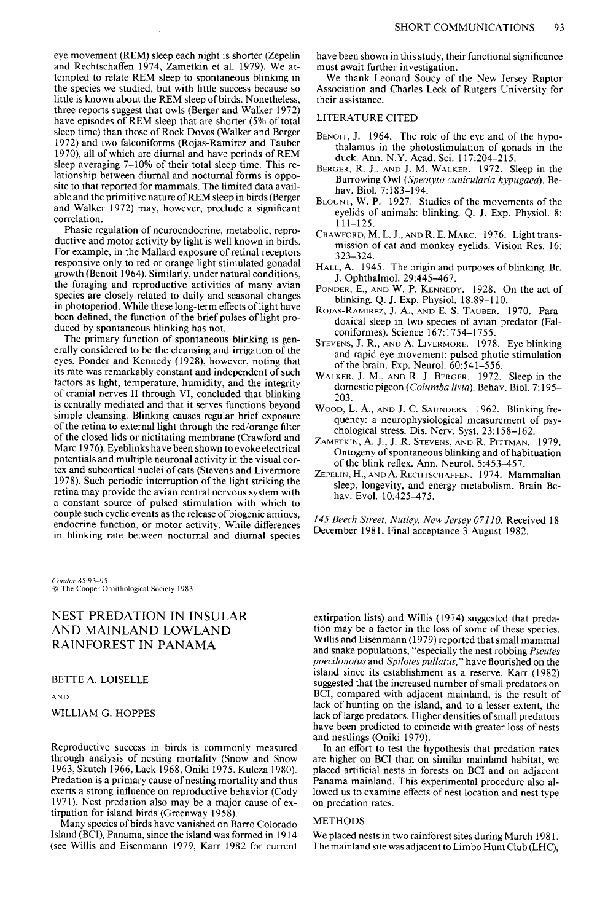eye movement (REM) sleep each night is shorter (Zepelin and Rechtschaffen 1974, Zametkin et al. 1979). We attempted to relate REM sleep to spontaneous blinking in the species we studied, but with little success because so little is known about the REM sleep of birds. Nonetheless, three reports suggest that owls (Berger and Walker 1972) have episodes of REM sleep that are shorter (5% of total sleep time) than those of Rock Doves (Walker and Berger 1972) and two falconiforms (Rojas-Ramirez and Tauber 1970), all of which are diurnal and have periods of REM sleep averaging 7–10% of their total sleep time. This relationship between diurnal and nocturnal forms is opposite to that reported for mammals. The limited data available and the primitive nature of REM sleep in birds (Berger and Walker 1972) may, however, preclude a significant correlation.

Phasic regulation of neuroendocrine, metabolic, reproductive and motor activity by light is well known in birds. For example, in the Mallard exposure of retinal receptors responsive only to red or orange light stimulated gonadal growth (Benoit 1964). Similarly, under natural conditions, the foraging and reproductive activities of many avian species are closely related to daily and seasonal changes in photoperiod. While these long-term effects of light have been defined, the function of the brief pulses of light produced by spontaneous blinking has not.

The primary function of spontaneous blinking is generally considered to be the cleansing and irrigation of the eyes. Ponder and Kennedy (1928), however, noting that its rate was remarkably constant and independent of such factors as light, temperature, humidity, and the integrity of cranial nerves II through VI, concluded that blinking is centrally mediated and that it serves functions beyond simple cleansing. Blinking causes regular brief exposure of the retina to external light through the red/orange filter of the closed lids or nictitating membrane (Crawford and Marc 1976). Eyeblinks have been shown to evoke electrical potentials and multiple neuronal activity in the visual cortex and subcortical nuclei of cats (Stevens and Livermore 1978). Such periodic interruption of the light striking the retina may provide the avian central nervous system with a constant source of pulsed stimulation with which to couple such cyclic events as the release of biogenic amines, endocrine function, or motor activity. While differences in blinking rate between nocturnal and diurnal species have been shown in this study, their functional significance must await further investigation.

We thank Leonard Soucy of the New Jersey Raptor Association and Charles Leck of Rutgers University for their assistance.

## LITERATURE CITED

BENOIT, J. 1964. The role of the eye and of the hypothalamus in the photostimulation of gonads in the duck. Ann. N.Y. Acad. Sci. 117:204–215.

BERGER, R. J., AND J. M. WALKER. 1972. Sleep in the Burrowing Owl (*Speotyto cunicularia hypugaea*). Behav. Biol. 7:183–194.

BLOUNT, W. P. 1927. Studies of the movements of the eyelids of animals: blinking. Q. J. Exp. Physiol. 8: 111–125.

CRAWFORD, M. L. J., AND R. E. MARC. 1976. Light transmission of cat and monkey eyelids. Vision Res. 16: 323–324.

HALL, A. 1945. The origin and purposes of blinking. Br. J. Ophthalmol. 29:445–467.

PONDER, E., AND W. P. KENNEDY. 1928. On the act of blinking. Q. J. Exp. Physiol. 18:89–110.

ROJAS-RAMIREZ, J. A., AND E. S. TAUBER. 1970. Paradoxical sleep in two species of avian predator (Falconiformes). Science 167:1754–1755.

STEVENS, J. R., AND A. LIVERMORE. 1978. Eye blinking and rapid eye movement: pulsed photic stimulation of the brain. Exp. Neurol. 60:541–556.

WALKER, J. M., AND R. J. BERGER. 1972. Sleep in the domestic pigeon (*Columba livia*). Behav. Biol. 7:195–203.

WOOD, L. A., AND J. C. SAUNDERS. 1962. Blinking frequency: a neurophysiological measurement of psychological stress. Dis. Nerv. Syst. 23:158–162.

ZAMETKIN, A. J., J. R. STEVENS, AND R. PITTMAN. 1979. Ontogeny of spontaneous blinking and of habituation of the blink reflex. Ann. Neurol. 5:453–457.

ZEPELIN, H., AND A. RECHTSCHAFFEN. 1974. Mammalian sleep, longevity, and energy metabolism. Brain Behav. Evol. 10:425–475.

*145 Beech Street, Nutley, New Jersey 07110.* Received 18 December 1981. Final acceptance 3 August 1982.

*Condor* 85:93–95
© The Cooper Ornithological Society 1983

# NEST PREDATION IN INSULAR AND MAINLAND LOWLAND RAINFOREST IN PANAMA

BETTE A. LOISELLE

AND

WILLIAM G. HOPPES

Reproductive success in birds is commonly measured through analysis of nesting mortality (Snow and Snow 1963, Skutch 1966, Lack 1968, Oniki 1975, Kuleza 1980). Predation is a primary cause of nesting mortality and thus exerts a strong influence on reproductive behavior (Cody 1971). Nest predation also may be a major cause of extirpation for island birds (Greenway 1958).

Many species of birds have vanished on Barro Colorado Island (BCI), Panama, since the island was formed in 1914 (see Willis and Eisenmann 1979, Karr 1982 for current extirpation lists) and Willis (1974) suggested that predation may be a factor in the loss of some of these species. Willis and Eisenmann (1979) reported that small mammal and snake populations, "especially the nest robbing *Pseutes poecilonotus* and *Spilotes pullatus*," have flourished on the island since its establishment as a reserve. Karr (1982) suggested that the increased number of small predators on BCI, compared with adjacent mainland, is the result of lack of hunting on the island, and to a lesser extent, the lack of large predators. Higher densities of small predators have been predicted to coincide with greater loss of nests and nestlings (Oniki 1979).

In an effort to test the hypothesis that predation rates are higher on BCI than on similar mainland habitat, we placed artificial nests in forests on BCI and on adjacent Panama mainland. This experimental procedure also allowed us to examine effects of nest location and nest type on predation rates.

## METHODS

We placed nests in two rainforest sites during March 1981. The mainland site was adjacent to Limbo Hunt Club (LHC),